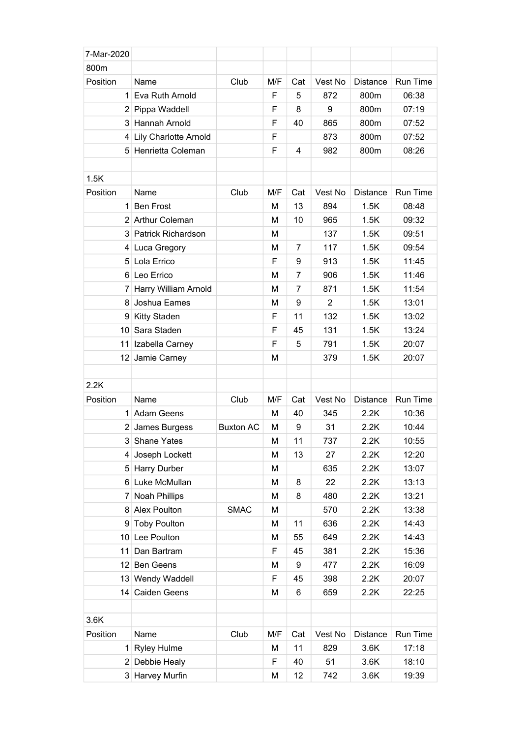7-Mar-2020

## 800m

| Position | Name | Club | M/F | Cat | Vest No | Distance | Run Time |
|---|---|---|---|---|---|---|---|
| 1 | Eva Ruth Arnold | | F | 5 | 872 | 800m | 06:38 |
| 2 | Pippa Waddell | | F | 8 | 9 | 800m | 07:19 |
| 3 | Hannah Arnold | | F | 40 | 865 | 800m | 07:52 |
| 4 | Lily Charlotte Arnold | | F | | 873 | 800m | 07:52 |
| 5 | Henrietta Coleman | | F | 4 | 982 | 800m | 08:26 |

## 1.5K

| Position | Name | Club | M/F | Cat | Vest No | Distance | Run Time |
|---|---|---|---|---|---|---|---|
| 1 | Ben Frost | | M | 13 | 894 | 1.5K | 08:48 |
| 2 | Arthur Coleman | | M | 10 | 965 | 1.5K | 09:32 |
| 3 | Patrick Richardson | | M | | 137 | 1.5K | 09:51 |
| 4 | Luca Gregory | | M | 7 | 117 | 1.5K | 09:54 |
| 5 | Lola Errico | | F | 9 | 913 | 1.5K | 11:45 |
| 6 | Leo Errico | | M | 7 | 906 | 1.5K | 11:46 |
| 7 | Harry William Arnold | | M | 7 | 871 | 1.5K | 11:54 |
| 8 | Joshua Eames | | M | 9 | 2 | 1.5K | 13:01 |
| 9 | Kitty Staden | | F | 11 | 132 | 1.5K | 13:02 |
| 10 | Sara Staden | | F | 45 | 131 | 1.5K | 13:24 |
| 11 | Izabella Carney | | F | 5 | 791 | 1.5K | 20:07 |
| 12 | Jamie Carney | | M | | 379 | 1.5K | 20:07 |

## 2.2K

| Position | Name | Club | M/F | Cat | Vest No | Distance | Run Time |
|---|---|---|---|---|---|---|---|
| 1 | Adam Geens | | M | 40 | 345 | 2.2K | 10:36 |
| 2 | James Burgess | Buxton AC | M | 9 | 31 | 2.2K | 10:44 |
| 3 | Shane Yates | | M | 11 | 737 | 2.2K | 10:55 |
| 4 | Joseph Lockett | | M | 13 | 27 | 2.2K | 12:20 |
| 5 | Harry Durber | | M | | 635 | 2.2K | 13:07 |
| 6 | Luke McMullan | | M | 8 | 22 | 2.2K | 13:13 |
| 7 | Noah Phillips | | M | 8 | 480 | 2.2K | 13:21 |
| 8 | Alex Poulton | SMAC | M | | 570 | 2.2K | 13:38 |
| 9 | Toby Poulton | | M | 11 | 636 | 2.2K | 14:43 |
| 10 | Lee Poulton | | M | 55 | 649 | 2.2K | 14:43 |
| 11 | Dan Bartram | | F | 45 | 381 | 2.2K | 15:36 |
| 12 | Ben Geens | | M | 9 | 477 | 2.2K | 16:09 |
| 13 | Wendy Waddell | | F | 45 | 398 | 2.2K | 20:07 |
| 14 | Caiden Geens | | M | 6 | 659 | 2.2K | 22:25 |

## 3.6K

| Position | Name | Club | M/F | Cat | Vest No | Distance | Run Time |
|---|---|---|---|---|---|---|---|
| 1 | Ryley Hulme | | M | 11 | 829 | 3.6K | 17:18 |
| 2 | Debbie Healy | | F | 40 | 51 | 3.6K | 18:10 |
| 3 | Harvey Murfin | | M | 12 | 742 | 3.6K | 19:39 |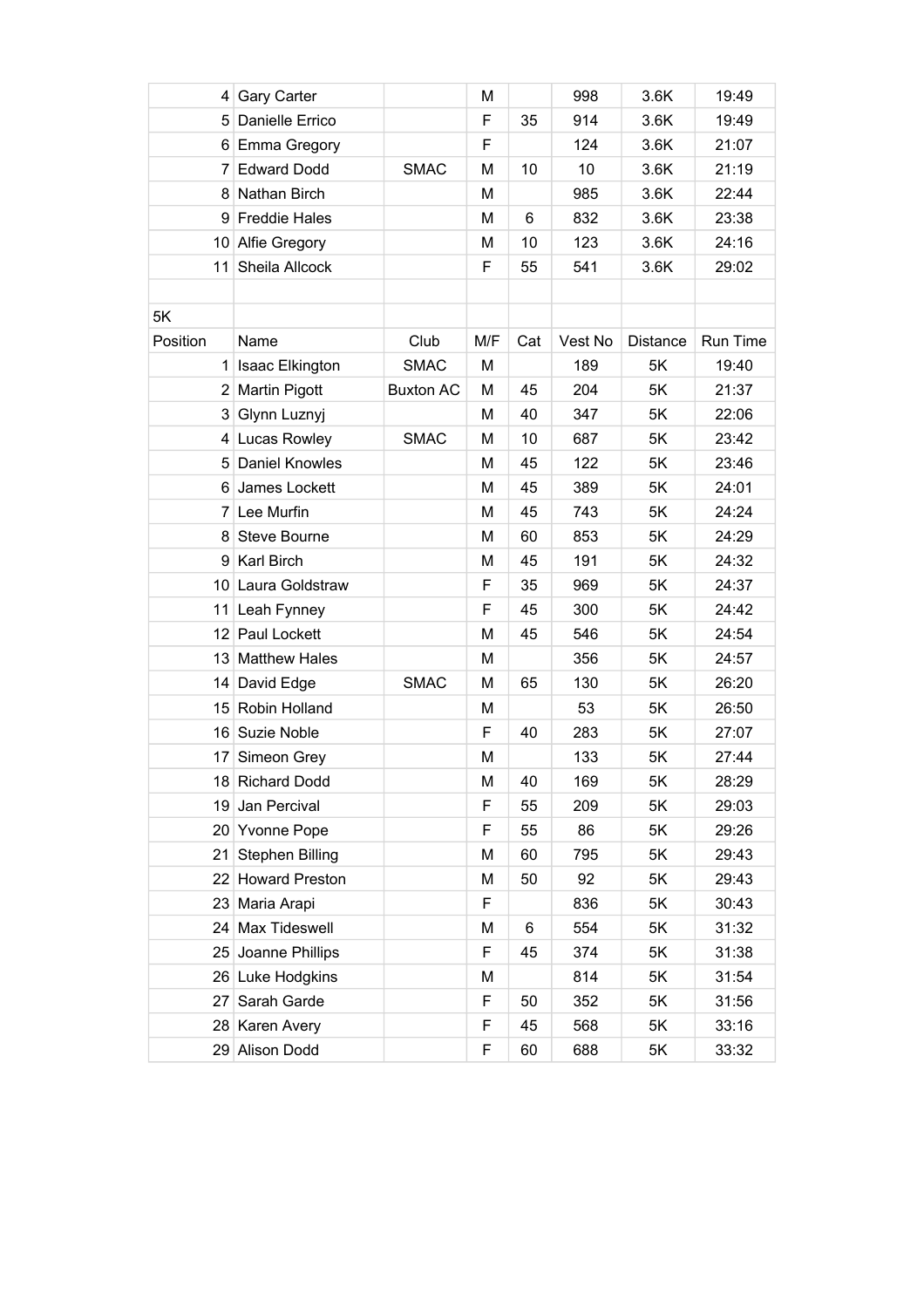| | | | | | | | |
|---|---|---|---|---|---|---|---|
| 4 | Gary Carter | | M | | 998 | 3.6K | 19:49 |
| 5 | Danielle Errico | | F | 35 | 914 | 3.6K | 19:49 |
| 6 | Emma Gregory | | F | | 124 | 3.6K | 21:07 |
| 7 | Edward Dodd | SMAC | M | 10 | 10 | 3.6K | 21:19 |
| 8 | Nathan Birch | | M | | 985 | 3.6K | 22:44 |
| 9 | Freddie Hales | | M | 6 | 832 | 3.6K | 23:38 |
| 10 | Alfie Gregory | | M | 10 | 123 | 3.6K | 24:16 |
| 11 | Sheila Allcock | | F | 55 | 541 | 3.6K | 29:02 |

5K

| Position | Name | Club | M/F | Cat | Vest No | Distance | Run Time |
|---|---|---|---|---|---|---|---|
| 1 | Isaac Elkington | SMAC | M | | 189 | 5K | 19:40 |
| 2 | Martin Pigott | Buxton AC | M | 45 | 204 | 5K | 21:37 |
| 3 | Glynn Luznyj | | M | 40 | 347 | 5K | 22:06 |
| 4 | Lucas Rowley | SMAC | M | 10 | 687 | 5K | 23:42 |
| 5 | Daniel Knowles | | M | 45 | 122 | 5K | 23:46 |
| 6 | James Lockett | | M | 45 | 389 | 5K | 24:01 |
| 7 | Lee Murfin | | M | 45 | 743 | 5K | 24:24 |
| 8 | Steve Bourne | | M | 60 | 853 | 5K | 24:29 |
| 9 | Karl Birch | | M | 45 | 191 | 5K | 24:32 |
| 10 | Laura Goldstraw | | F | 35 | 969 | 5K | 24:37 |
| 11 | Leah Fynney | | F | 45 | 300 | 5K | 24:42 |
| 12 | Paul Lockett | | M | 45 | 546 | 5K | 24:54 |
| 13 | Matthew Hales | | M | | 356 | 5K | 24:57 |
| 14 | David Edge | SMAC | M | 65 | 130 | 5K | 26:20 |
| 15 | Robin Holland | | M | | 53 | 5K | 26:50 |
| 16 | Suzie Noble | | F | 40 | 283 | 5K | 27:07 |
| 17 | Simeon Grey | | M | | 133 | 5K | 27:44 |
| 18 | Richard Dodd | | M | 40 | 169 | 5K | 28:29 |
| 19 | Jan Percival | | F | 55 | 209 | 5K | 29:03 |
| 20 | Yvonne Pope | | F | 55 | 86 | 5K | 29:26 |
| 21 | Stephen Billing | | M | 60 | 795 | 5K | 29:43 |
| 22 | Howard Preston | | M | 50 | 92 | 5K | 29:43 |
| 23 | Maria Arapi | | F | | 836 | 5K | 30:43 |
| 24 | Max Tideswell | | M | 6 | 554 | 5K | 31:32 |
| 25 | Joanne Phillips | | F | 45 | 374 | 5K | 31:38 |
| 26 | Luke Hodgkins | | M | | 814 | 5K | 31:54 |
| 27 | Sarah Garde | | F | 50 | 352 | 5K | 31:56 |
| 28 | Karen Avery | | F | 45 | 568 | 5K | 33:16 |
| 29 | Alison Dodd | | F | 60 | 688 | 5K | 33:32 |